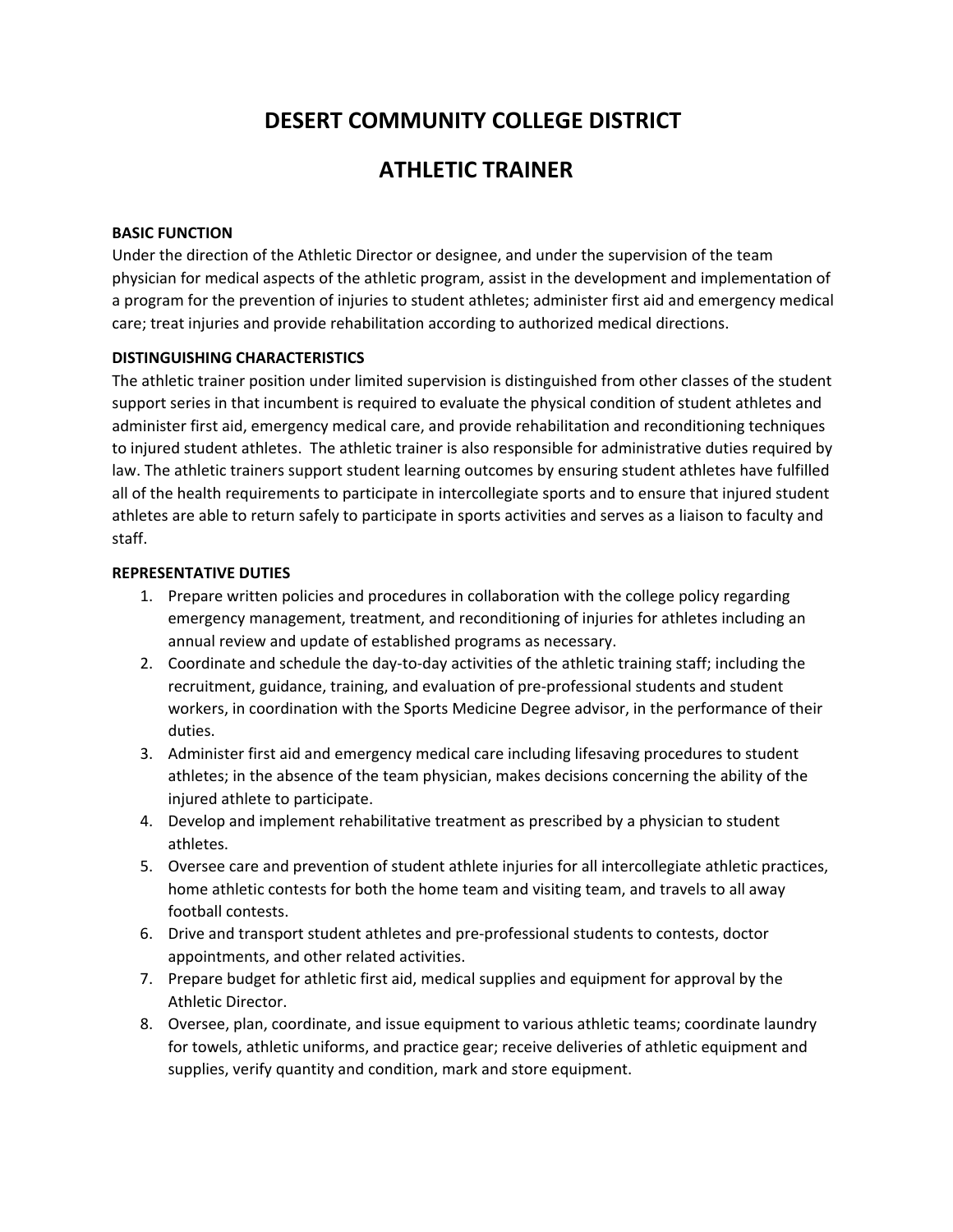# DESERT COMMUNITY COLLEGE DISTRICT

# ATHLETIC TRAINER

**BASIC FUNCTION**

Under the direction of the Athletic Director or designee, and under the supervision of the team physician for medical aspects of the athletic program, assist in the development and implementation of a program for the prevention of injuries to student athletes; administer first aid and emergency medical care; treat injuries and provide rehabilitation according to authorized medical directions.

**DISTINGUISHING CHARACTERISTICS**

The athletic trainer position under limited supervision is distinguished from other classes of the student support series in that incumbent is required to evaluate the physical condition of student athletes and administer first aid, emergency medical care, and provide rehabilitation and reconditioning techniques to injured student athletes. The athletic trainer is also responsible for administrative duties required by law. The athletic trainers support student learning outcomes by ensuring student athletes have fulfilled all of the health requirements to participate in intercollegiate sports and to ensure that injured student athletes are able to return safely to participate in sports activities and serves as a liaison to faculty and staff.

**REPRESENTATIVE DUTIES**

1. Prepare written policies and procedures in collaboration with the college policy regarding emergency management, treatment, and reconditioning of injuries for athletes including an annual review and update of established programs as necessary.
2. Coordinate and schedule the day-to-day activities of the athletic training staff; including the recruitment, guidance, training, and evaluation of pre-professional students and student workers, in coordination with the Sports Medicine Degree advisor, in the performance of their duties.
3. Administer first aid and emergency medical care including lifesaving procedures to student athletes; in the absence of the team physician, makes decisions concerning the ability of the injured athlete to participate.
4. Develop and implement rehabilitative treatment as prescribed by a physician to student athletes.
5. Oversee care and prevention of student athlete injuries for all intercollegiate athletic practices, home athletic contests for both the home team and visiting team, and travels to all away football contests.
6. Drive and transport student athletes and pre-professional students to contests, doctor appointments, and other related activities.
7. Prepare budget for athletic first aid, medical supplies and equipment for approval by the Athletic Director.
8. Oversee, plan, coordinate, and issue equipment to various athletic teams; coordinate laundry for towels, athletic uniforms, and practice gear; receive deliveries of athletic equipment and supplies, verify quantity and condition, mark and store equipment.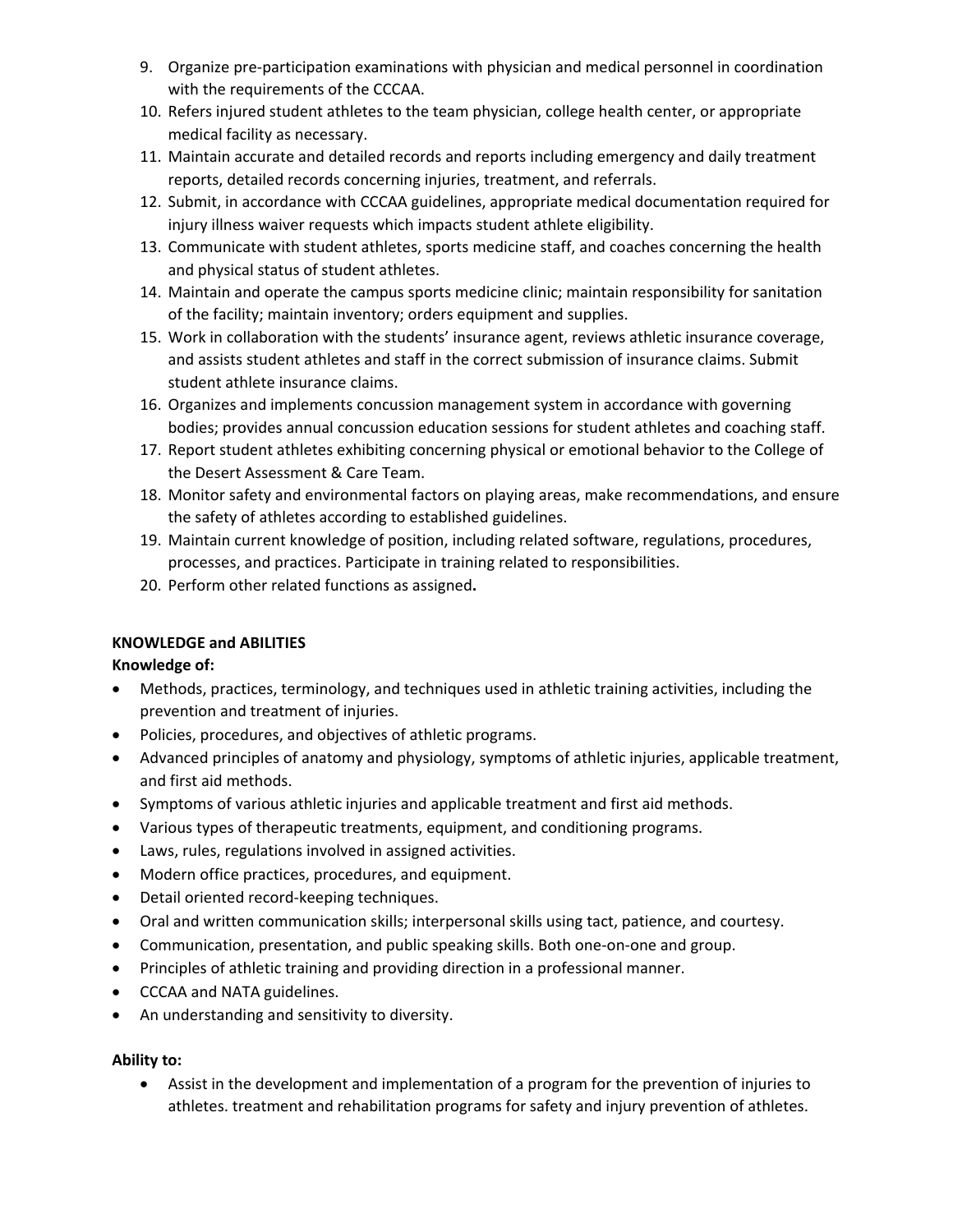9. Organize pre-participation examinations with physician and medical personnel in coordination with the requirements of the CCCAA.
10. Refers injured student athletes to the team physician, college health center, or appropriate medical facility as necessary.
11. Maintain accurate and detailed records and reports including emergency and daily treatment reports, detailed records concerning injuries, treatment, and referrals.
12. Submit, in accordance with CCCAA guidelines, appropriate medical documentation required for injury illness waiver requests which impacts student athlete eligibility.
13. Communicate with student athletes, sports medicine staff, and coaches concerning the health and physical status of student athletes.
14. Maintain and operate the campus sports medicine clinic; maintain responsibility for sanitation of the facility; maintain inventory; orders equipment and supplies.
15. Work in collaboration with the students' insurance agent, reviews athletic insurance coverage, and assists student athletes and staff in the correct submission of insurance claims. Submit student athlete insurance claims.
16. Organizes and implements concussion management system in accordance with governing bodies; provides annual concussion education sessions for student athletes and coaching staff.
17. Report student athletes exhibiting concerning physical or emotional behavior to the College of the Desert Assessment & Care Team.
18. Monitor safety and environmental factors on playing areas, make recommendations, and ensure the safety of athletes according to established guidelines.
19. Maintain current knowledge of position, including related software, regulations, procedures, processes, and practices. Participate in training related to responsibilities.
20. Perform other related functions as assigned**.**

**KNOWLEDGE and ABILITIES**

**Knowledge of:**

- Methods, practices, terminology, and techniques used in athletic training activities, including the prevention and treatment of injuries.
- Policies, procedures, and objectives of athletic programs.
- Advanced principles of anatomy and physiology, symptoms of athletic injuries, applicable treatment, and first aid methods.
- Symptoms of various athletic injuries and applicable treatment and first aid methods.
- Various types of therapeutic treatments, equipment, and conditioning programs.
- Laws, rules, regulations involved in assigned activities.
- Modern office practices, procedures, and equipment.
- Detail oriented record-keeping techniques.
- Oral and written communication skills; interpersonal skills using tact, patience, and courtesy.
- Communication, presentation, and public speaking skills. Both one-on-one and group.
- Principles of athletic training and providing direction in a professional manner.
- CCCAA and NATA guidelines.
- An understanding and sensitivity to diversity.

**Ability to:**

- Assist in the development and implementation of a program for the prevention of injuries to athletes. treatment and rehabilitation programs for safety and injury prevention of athletes.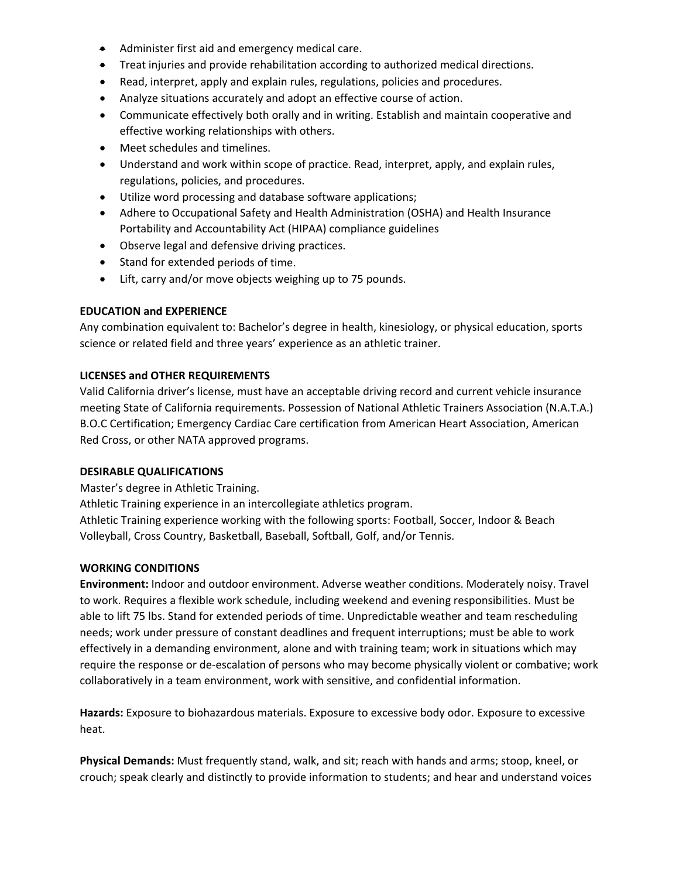- Administer first aid and emergency medical care.
- Treat injuries and provide rehabilitation according to authorized medical directions.
- Read, interpret, apply and explain rules, regulations, policies and procedures.
- Analyze situations accurately and adopt an effective course of action.
- Communicate effectively both orally and in writing. Establish and maintain cooperative and effective working relationships with others.
- Meet schedules and timelines.
- Understand and work within scope of practice. Read, interpret, apply, and explain rules, regulations, policies, and procedures.
- Utilize word processing and database software applications;
- Adhere to Occupational Safety and Health Administration (OSHA) and Health Insurance Portability and Accountability Act (HIPAA) compliance guidelines
- Observe legal and defensive driving practices.
- Stand for extended periods of time.
- Lift, carry and/or move objects weighing up to 75 pounds.

**EDUCATION and EXPERIENCE**

Any combination equivalent to: Bachelor's degree in health, kinesiology, or physical education, sports science or related field and three years' experience as an athletic trainer.

**LICENSES and OTHER REQUIREMENTS**

Valid California driver's license, must have an acceptable driving record and current vehicle insurance meeting State of California requirements. Possession of National Athletic Trainers Association (N.A.T.A.) B.O.C Certification; Emergency Cardiac Care certification from American Heart Association, American Red Cross, or other NATA approved programs.

**DESIRABLE QUALIFICATIONS**

Master's degree in Athletic Training.
Athletic Training experience in an intercollegiate athletics program.
Athletic Training experience working with the following sports: Football, Soccer, Indoor & Beach Volleyball, Cross Country, Basketball, Baseball, Softball, Golf, and/or Tennis.

**WORKING CONDITIONS**

**Environment:** Indoor and outdoor environment. Adverse weather conditions. Moderately noisy. Travel to work. Requires a flexible work schedule, including weekend and evening responsibilities. Must be able to lift 75 lbs. Stand for extended periods of time. Unpredictable weather and team rescheduling needs; work under pressure of constant deadlines and frequent interruptions; must be able to work effectively in a demanding environment, alone and with training team; work in situations which may require the response or de-escalation of persons who may become physically violent or combative; work collaboratively in a team environment, work with sensitive, and confidential information.

**Hazards:** Exposure to biohazardous materials. Exposure to excessive body odor. Exposure to excessive heat.

**Physical Demands:** Must frequently stand, walk, and sit; reach with hands and arms; stoop, kneel, or crouch; speak clearly and distinctly to provide information to students; and hear and understand voices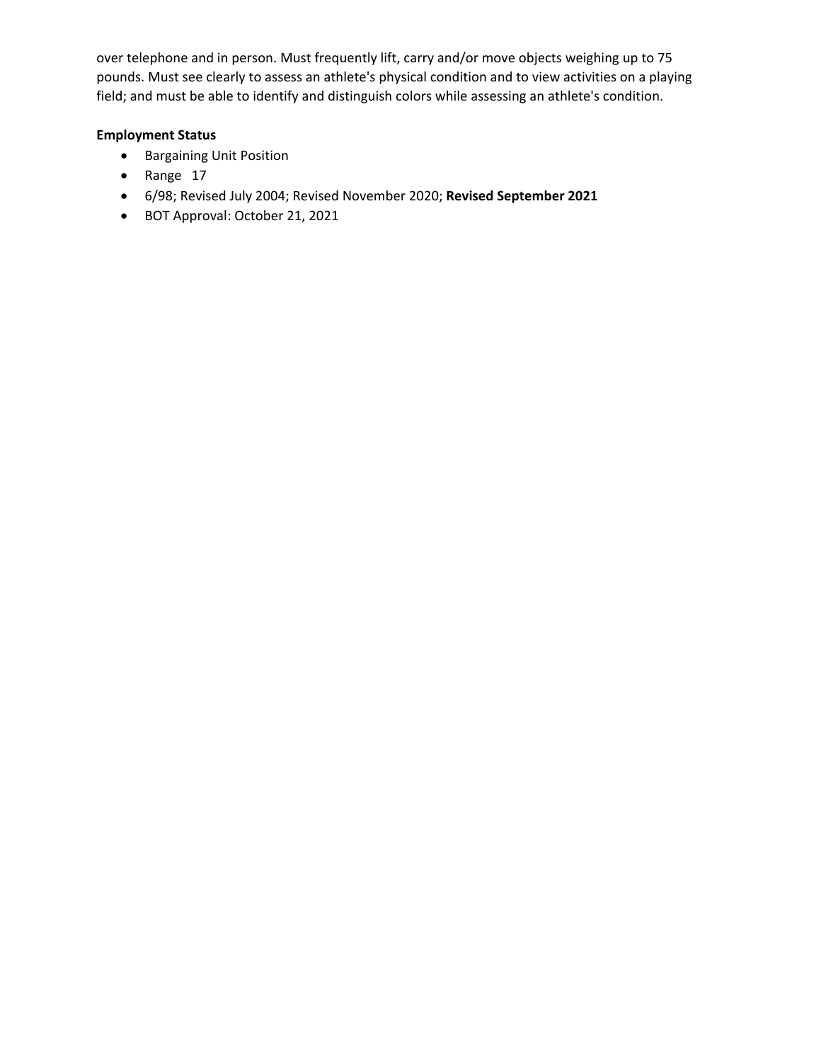over telephone and in person. Must frequently lift, carry and/or move objects weighing up to 75 pounds. Must see clearly to assess an athlete's physical condition and to view activities on a playing field; and must be able to identify and distinguish colors while assessing an athlete's condition.

**Employment Status**

- Bargaining Unit Position
- Range 17
- 6/98; Revised July 2004; Revised November 2020; **Revised September 2021**
- BOT Approval: October 21, 2021